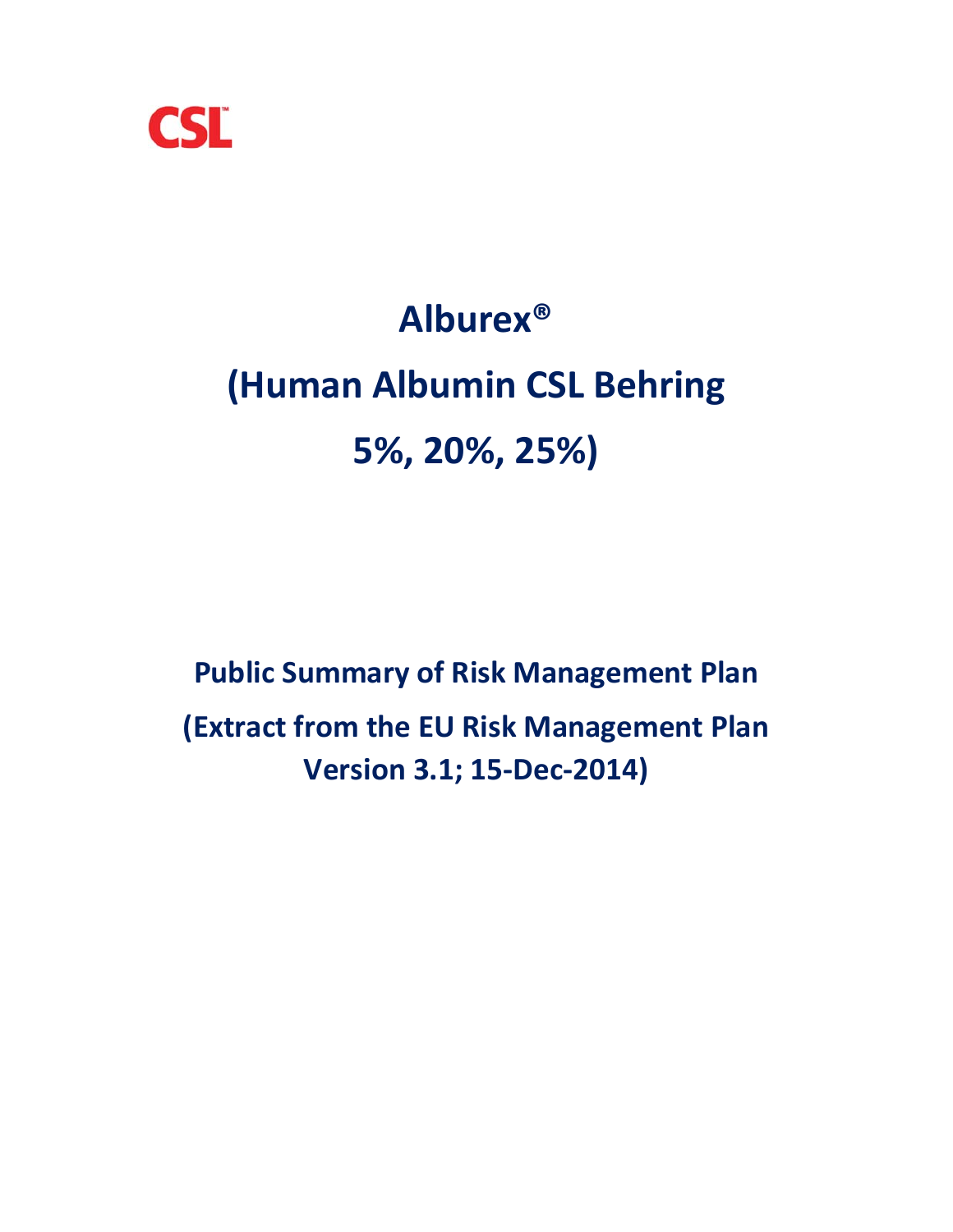CSL™

# Alburex®

# (Human Albumin CSL Behring 5%, 20%, 25%)

## Public Summary of Risk Management Plan

## (Extract from the EU Risk Management Plan Version 3.1; 15-Dec-2014)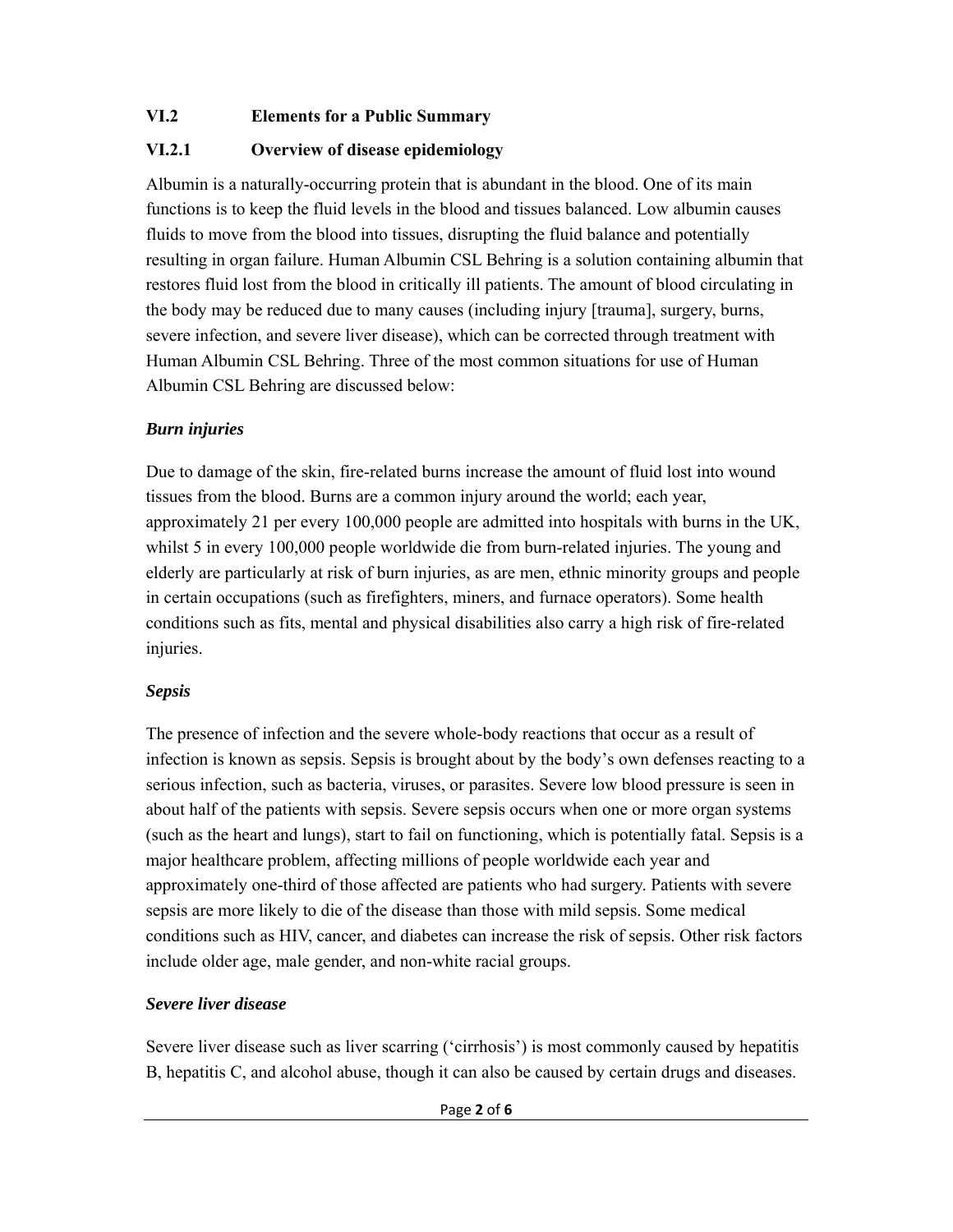## VI.2 Elements for a Public Summary

### VI.2.1 Overview of disease epidemiology

Albumin is a naturally-occurring protein that is abundant in the blood. One of its main functions is to keep the fluid levels in the blood and tissues balanced. Low albumin causes fluids to move from the blood into tissues, disrupting the fluid balance and potentially resulting in organ failure. Human Albumin CSL Behring is a solution containing albumin that restores fluid lost from the blood in critically ill patients. The amount of blood circulating in the body may be reduced due to many causes (including injury [trauma], surgery, burns, severe infection, and severe liver disease), which can be corrected through treatment with Human Albumin CSL Behring. Three of the most common situations for use of Human Albumin CSL Behring are discussed below:

***Burn injuries***

Due to damage of the skin, fire-related burns increase the amount of fluid lost into wound tissues from the blood. Burns are a common injury around the world; each year, approximately 21 per every 100,000 people are admitted into hospitals with burns in the UK, whilst 5 in every 100,000 people worldwide die from burn-related injuries. The young and elderly are particularly at risk of burn injuries, as are men, ethnic minority groups and people in certain occupations (such as firefighters, miners, and furnace operators). Some health conditions such as fits, mental and physical disabilities also carry a high risk of fire-related injuries.

***Sepsis***

The presence of infection and the severe whole-body reactions that occur as a result of infection is known as sepsis. Sepsis is brought about by the body's own defenses reacting to a serious infection, such as bacteria, viruses, or parasites. Severe low blood pressure is seen in about half of the patients with sepsis. Severe sepsis occurs when one or more organ systems (such as the heart and lungs), start to fail on functioning, which is potentially fatal. Sepsis is a major healthcare problem, affecting millions of people worldwide each year and approximately one-third of those affected are patients who had surgery. Patients with severe sepsis are more likely to die of the disease than those with mild sepsis. Some medical conditions such as HIV, cancer, and diabetes can increase the risk of sepsis. Other risk factors include older age, male gender, and non-white racial groups.

***Severe liver disease***

Severe liver disease such as liver scarring ('cirrhosis') is most commonly caused by hepatitis B, hepatitis C, and alcohol abuse, though it can also be caused by certain drugs and diseases.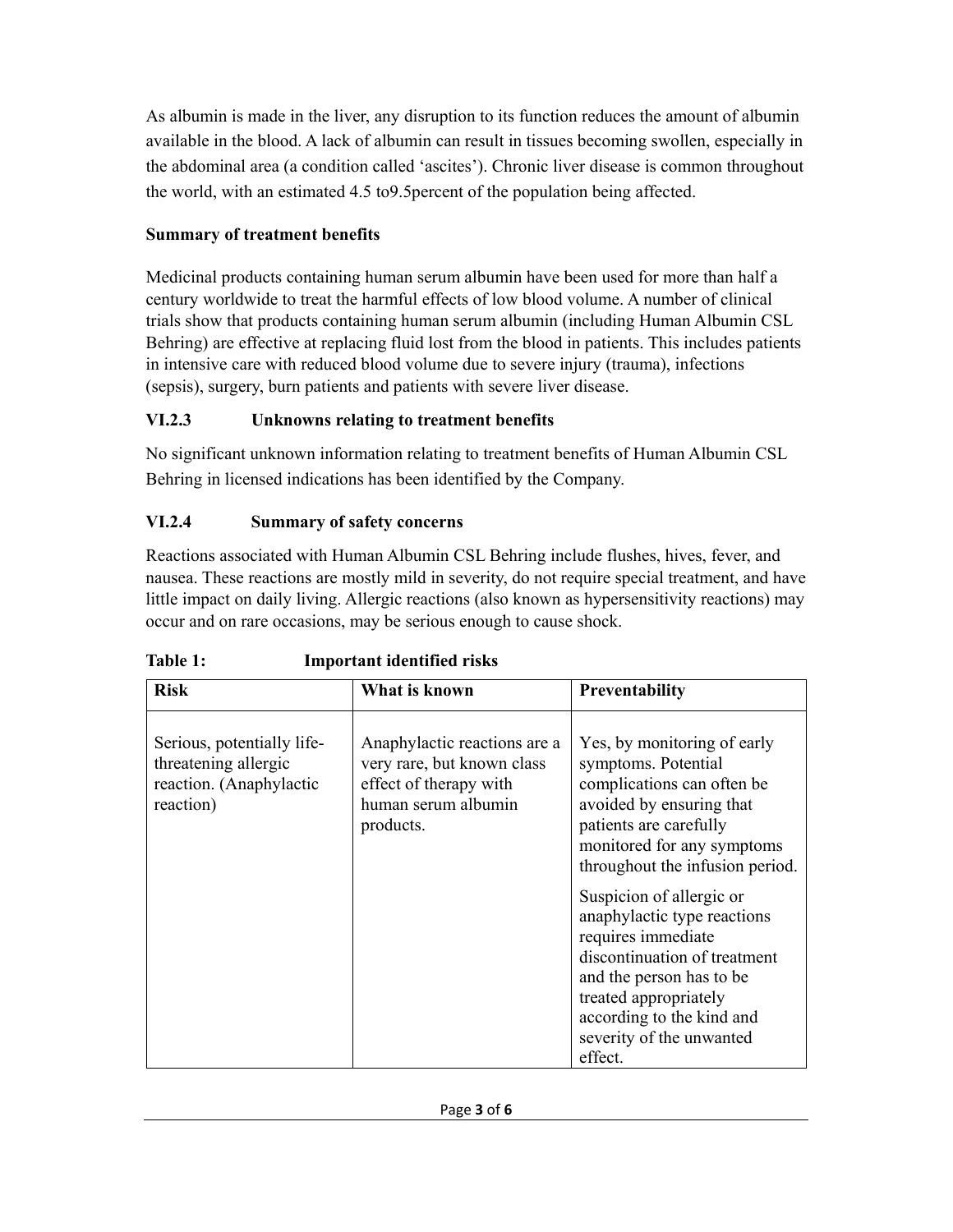As albumin is made in the liver, any disruption to its function reduces the amount of albumin available in the blood. A lack of albumin can result in tissues becoming swollen, especially in the abdominal area (a condition called 'ascites'). Chronic liver disease is common throughout the world, with an estimated 4.5 to9.5percent of the population being affected.

**Summary of treatment benefits**

Medicinal products containing human serum albumin have been used for more than half a century worldwide to treat the harmful effects of low blood volume. A number of clinical trials show that products containing human serum albumin (including Human Albumin CSL Behring) are effective at replacing fluid lost from the blood in patients. This includes patients in intensive care with reduced blood volume due to severe injury (trauma), infections (sepsis), surgery, burn patients and patients with severe liver disease.

### VI.2.3 Unknowns relating to treatment benefits

No significant unknown information relating to treatment benefits of Human Albumin CSL Behring in licensed indications has been identified by the Company.

### VI.2.4 Summary of safety concerns

Reactions associated with Human Albumin CSL Behring include flushes, hives, fever, and nausea. These reactions are mostly mild in severity, do not require special treatment, and have little impact on daily living. Allergic reactions (also known as hypersensitivity reactions) may occur and on rare occasions, may be serious enough to cause shock.

**Table 1: Important identified risks**

| Risk | What is known | Preventability |
|---|---|---|
| Serious, potentially life-threatening allergic reaction. (Anaphylactic reaction) | Anaphylactic reactions are a very rare, but known class effect of therapy with human serum albumin products. | Yes, by monitoring of early symptoms. Potential complications can often be avoided by ensuring that patients are carefully monitored for any symptoms throughout the infusion period.<br><br>Suspicion of allergic or anaphylactic type reactions requires immediate discontinuation of treatment and the person has to be treated appropriately according to the kind and severity of the unwanted effect. |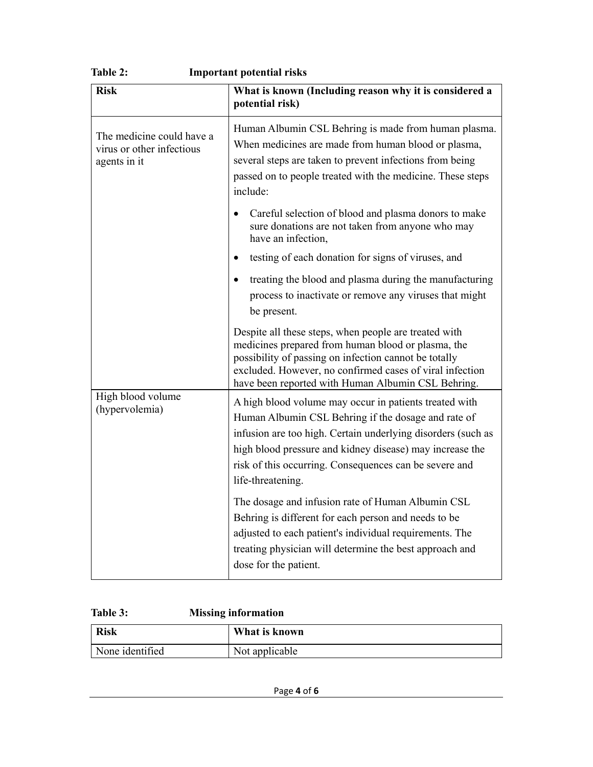**Table 2: Important potential risks**

| Risk | What is known (Including reason why it is considered a potential risk) |
|---|---|
| The medicine could have a virus or other infectious agents in it | Human Albumin CSL Behring is made from human plasma. When medicines are made from human blood or plasma, several steps are taken to prevent infections from being passed on to people treated with the medicine. These steps include:<br>• Careful selection of blood and plasma donors to make sure donations are not taken from anyone who may have an infection,<br>• testing of each donation for signs of viruses, and<br>• treating the blood and plasma during the manufacturing process to inactivate or remove any viruses that might be present.<br>Despite all these steps, when people are treated with medicines prepared from human blood or plasma, the possibility of passing on infection cannot be totally excluded. However, no confirmed cases of viral infection have been reported with Human Albumin CSL Behring. |
| High blood volume (hypervolemia) | A high blood volume may occur in patients treated with Human Albumin CSL Behring if the dosage and rate of infusion are too high. Certain underlying disorders (such as high blood pressure and kidney disease) may increase the risk of this occurring. Consequences can be severe and life-threatening.<br>The dosage and infusion rate of Human Albumin CSL Behring is different for each person and needs to be adjusted to each patient's individual requirements. The treating physician will determine the best approach and dose for the patient. |

**Table 3: Missing information**

| Risk | What is known |
|---|---|
| None identified | Not applicable |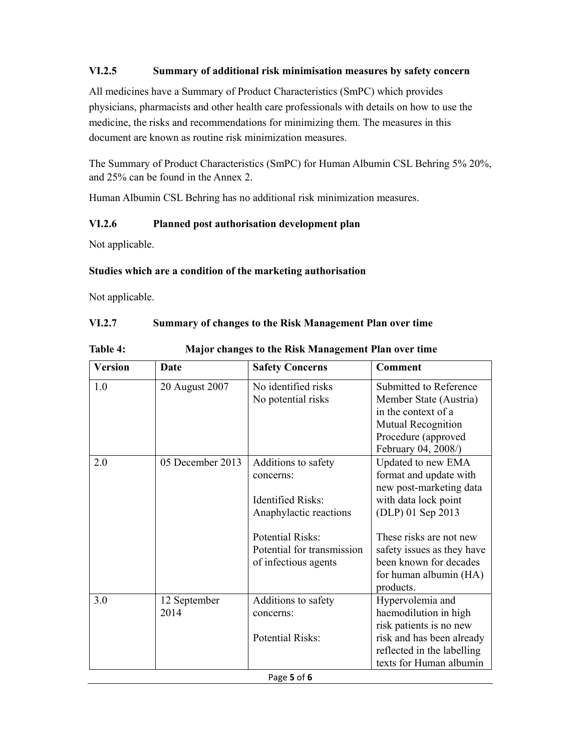### VI.2.5 Summary of additional risk minimisation measures by safety concern

All medicines have a Summary of Product Characteristics (SmPC) which provides physicians, pharmacists and other health care professionals with details on how to use the medicine, the risks and recommendations for minimizing them. The measures in this document are known as routine risk minimization measures.

The Summary of Product Characteristics (SmPC) for Human Albumin CSL Behring 5% 20%, and 25% can be found in the Annex 2.

Human Albumin CSL Behring has no additional risk minimization measures.

### VI.2.6 Planned post authorisation development plan

Not applicable.

**Studies which are a condition of the marketing authorisation**

Not applicable.

### VI.2.7 Summary of changes to the Risk Management Plan over time

**Table 4: Major changes to the Risk Management Plan over time**

| Version | Date | Safety Concerns | Comment |
|---|---|---|---|
| 1.0 | 20 August 2007 | No identified risks<br>No potential risks | Submitted to Reference Member State (Austria) in the context of a Mutual Recognition Procedure (approved February 04, 2008/) |
| 2.0 | 05 December 2013 | Additions to safety concerns:<br><br>Identified Risks:<br>Anaphylactic reactions<br><br>Potential Risks:<br>Potential for transmission of infectious agents | Updated to new EMA format and update with new post-marketing data with data lock point (DLP) 01 Sep 2013<br><br>These risks are not new safety issues as they have been known for decades for human albumin (HA) products. |
| 3.0 | 12 September 2014 | Additions to safety concerns:<br><br>Potential Risks: | Hypervolemia and haemodilution in high risk patients is no new risk and has been already reflected in the labelling texts for Human albumin |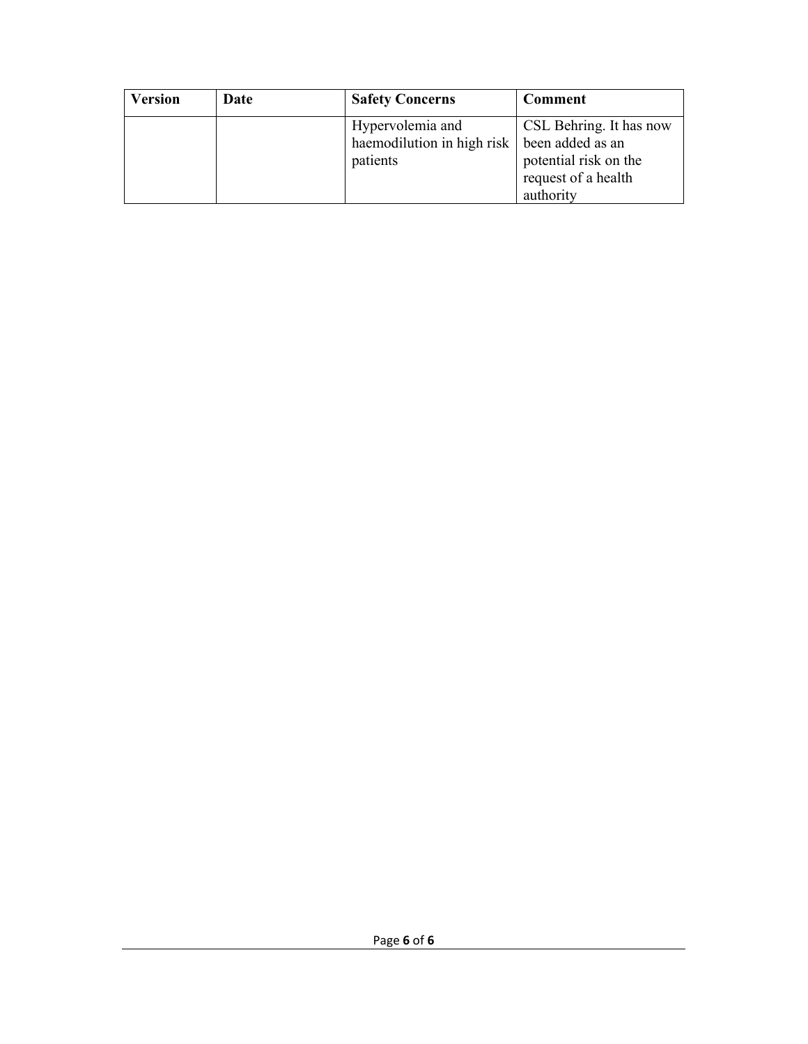| Version | Date | Safety Concerns | Comment |
|---|---|---|---|
| | | Hypervolemia and haemodilution in high risk patients | CSL Behring. It has now been added as an potential risk on the request of a health authority |